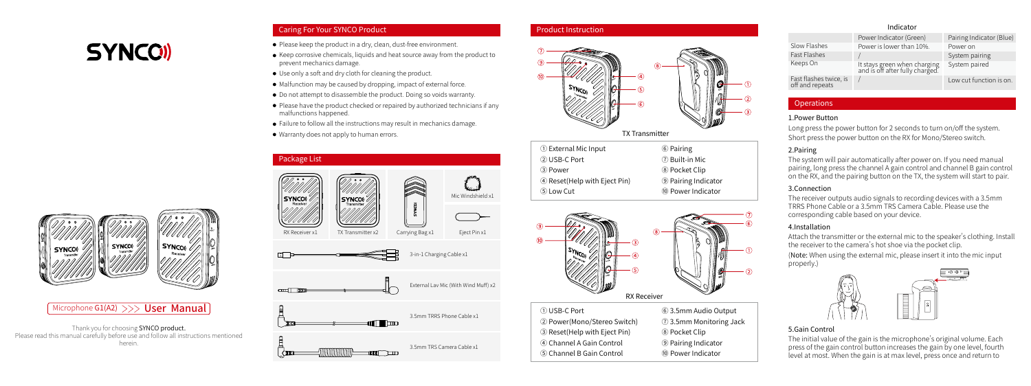# SYNCO

Microphone G1(A2) >>> User Manual

Thank you for choosing SYNCO product.
Please read this manual carefully before use and follow all instructions mentioned herein.

## Caring For Your SYNCO Product

- Please keep the product in a dry, clean, dust-free environment.
- Keep corrosive chemicals, liquids and heat source away from the product to prevent mechanics damage.
- Use only a soft and dry cloth for cleaning the product.
- Malfunction may be caused by dropping, impact of external force.
- Do not attempt to disassemble the product. Doing so voids warranty.
- Please have the product checked or repaired by authorized technicians if any malfunctions happened.
- Failure to follow all the instructions may result in mechanics damage.
- Warranty does not apply to human errors.

## Package List

- RX Receiver x1
- TX Transmitter x2
- Carrying Bag x1
- Mic Windshield x1
- Eject Pin x1
- 3-in-1 Charging Cable x1
- External Lav Mic (With Wind Muff) x2
- 3.5mm TRRS Phone Cable x1
- 3.5mm TRS Camera Cable x1

## Product Instruction

### TX Transmitter

① External Mic Input
② USB-C Port
③ Power
④ Reset(Help with Eject Pin)
⑤ Low Cut
⑥ Pairing
⑦ Built-in Mic
⑧ Pocket Clip
⑨ Pairing Indicator
⑩ Power Indicator

### RX Receiver

① USB-C Port
② Power(Mono/Stereo Switch)
③ Reset(Help with Eject Pin)
④ Channel A Gain Control
⑤ Channel B Gain Control
⑥ 3.5mm Audio Output
⑦ 3.5mm Monitoring Jack
⑧ Pocket Clip
⑨ Pairing Indicator
⑩ Power Indicator

## Indicator

| | Power Indicator (Green) | Pairing Indicator (Blue) |
|---|---|---|
| Slow Flashes | Power is lower than 10%. | Power on |
| Fast Flashes | / | System pairing |
| Keeps On | It stays green when charging and is off after fully charged. | System paired |
| Fast flashes twice, is off and repeats | / | Low cut function is on. |

## Operations

### 1.Power Button

Long press the power button for 2 seconds to turn on/off the system. Short press the power button on the RX for Mono/Stereo switch.

### 2.Pairing

The system will pair automatically after power on. If you need manual pairing, long press the channel A gain control and channel B gain control on the RX, and the pairing button on the TX, the system will start to pair.

### 3.Connection

The receiver outputs audio signals to recording devices with a 3.5mm TRRS Phone Cable or a 3.5mm TRS Camera Cable. Please use the corresponding cable based on your device.

### 4.Installation

Attach the transmitter or the external mic to the speaker's clothing. Install the receiver to the camera's hot shoe via the pocket clip.

(Note: When using the external mic, please insert it into the mic input properly.)

### 5.Gain Control

The initial value of the gain is the microphone's original volume. Each press of the gain control button increases the gain by one level, fourth level at most. When the gain is at max level, press once and return to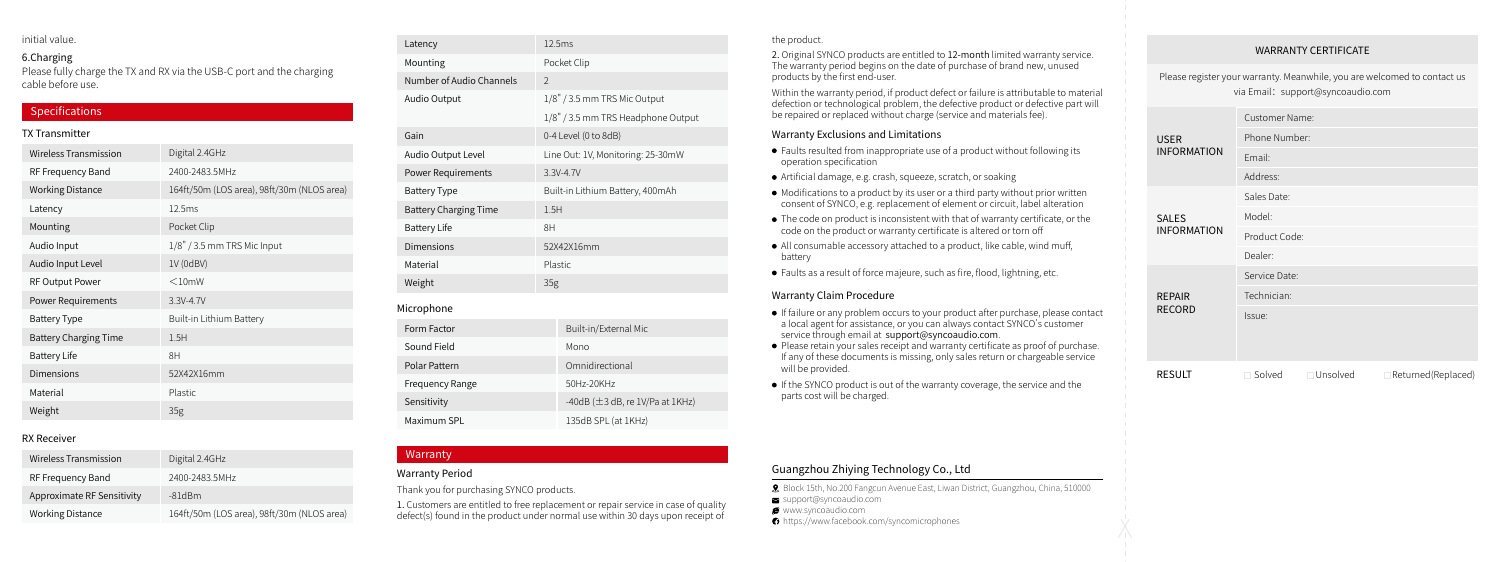initial value.

### 6.Charging

Please fully charge the TX and RX via the USB-C port and the charging cable before use.

## Specifications

### TX Transmitter

| | |
|---|---|
| Wireless Transmission | Digital 2.4GHz |
| RF Frequency Band | 2400-2483.5MHz |
| Working Distance | 164ft/50m (LOS area), 98ft/30m (NLOS area) |
| Latency | 12.5ms |
| Mounting | Pocket Clip |
| Audio Input | 1/8" / 3.5 mm TRS Mic Input |
| Audio Input Level | 1V (0dBV) |
| RF Output Power | <10mW |
| Power Requirements | 3.3V-4.7V |
| Battery Type | Built-in Lithium Battery |
| Battery Charging Time | 1.5H |
| Battery Life | 8H |
| Dimensions | 52X42X16mm |
| Material | Plastic |
| Weight | 35g |

### RX Receiver

| | |
|---|---|
| Wireless Transmission | Digital 2.4GHz |
| RF Frequency Band | 2400-2483.5MHz |
| Approximate RF Sensitivity | -81dBm |
| Working Distance | 164ft/50m (LOS area), 98ft/30m (NLOS area) |
| Latency | 12.5ms |
| Mounting | Pocket Clip |
| Number of Audio Channels | 2 |
| Audio Output | 1/8" / 3.5 mm TRS Mic Output<br>1/8" / 3.5 mm TRS Headphone Output |
| Gain | 0-4 Level (0 to 8dB) |
| Audio Output Level | Line Out: 1V, Monitoring: 25-30mW |
| Power Requirements | 3.3V-4.7V |
| Battery Type | Built-in Lithium Battery, 400mAh |
| Battery Charging Time | 1.5H |
| Battery Life | 8H |
| Dimensions | 52X42X16mm |
| Material | Plastic |
| Weight | 35g |

### Microphone

| | |
|---|---|
| Form Factor | Built-in/External Mic |
| Sound Field | Mono |
| Polar Pattern | Omnidirectional |
| Frequency Range | 50Hz-20KHz |
| Sensitivity | -40dB (±3 dB, re 1V/Pa at 1KHz) |
| Maximum SPL | 135dB SPL (at 1KHz) |

## Warranty

### Warranty Period

Thank you for purchasing SYNCO products.

1. Customers are entitled to free replacement or repair service in case of quality defect(s) found in the product under normal use within 30 days upon receipt of the product.

2. Original SYNCO products are entitled to 12-month limited warranty service. The warranty period begins on the date of purchase of brand new, unused products by the first end-user.

Within the warranty period, if product defect or failure is attributable to material defection or technological problem, the defective product or defective part will be repaired or replaced without charge (service and materials fee).

### Warranty Exclusions and Limitations

- Faults resulted from inappropriate use of a product without following its operation specification
- Artificial damage, e.g. crash, squeeze, scratch, or soaking
- Modifications to a product by its user or a third party without prior written consent of SYNCO, e.g. replacement of element or circuit, label alteration
- The code on product is inconsistent with that of warranty certificate, or the code on the product or warranty certificate is altered or torn off
- All consumable accessory attached to a product, like cable, wind muff, battery
- Faults as a result of force majeure, such as fire, flood, lightning, etc.

### Warranty Claim Procedure

- If failure or any problem occurs to your product after purchase, please contact a local agent for assistance, or you can always contact SYNCO's customer service through email at support@syncoaudio.com.
- Please retain your sales receipt and warranty certificate as proof of purchase. If any of these documents is missing, only sales return or chargeable service will be provided.
- If the SYNCO product is out of the warranty coverage, the service and the parts cost will be charged.

### Guangzhou Zhiying Technology Co., Ltd

Block 15th, No.200 Fangcun Avenue East, Liwan District, Guangzhou, China, 510000
support@syncoaudio.com
www.syncoaudio.com
https://www.facebook.com/syncomicrophones

## WARRANTY CERTIFICATE

Please register your warranty. Meanwhile, you are welcomed to contact us via Email: support@syncoaudio.com

| | | | |
|---|---|---|---|
| USER INFORMATION | Customer Name: | | |
| | Phone Number: | | |
| | Email: | | |
| | Address: | | |
| SALES INFORMATION | Sales Date: | | |
| | Model: | | |
| | Product Code: | | |
| | Dealer: | | |
| REPAIR RECORD | Service Date: | | |
| | Technician: | | |
| | Issue: | | |
| RESULT | □ Solved | □ Unsolved | □ Returned(Replaced) |